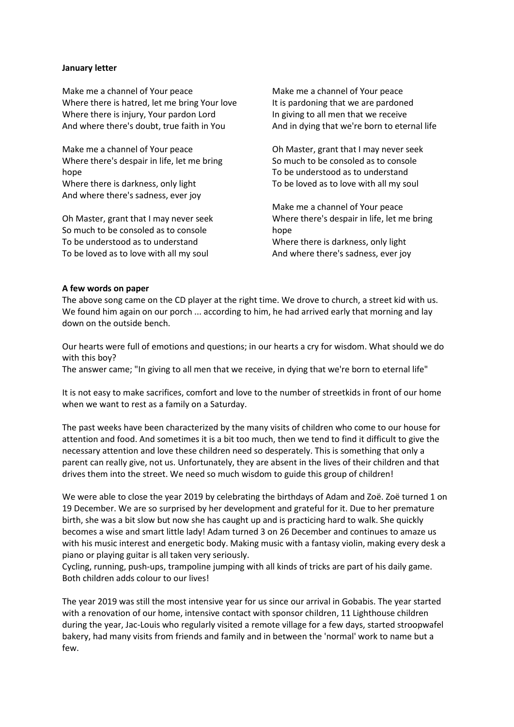**January letter**

Make me a channel of Your peace
Where there is hatred, let me bring Your love
Where there is injury, Your pardon Lord
And where there's doubt, true faith in You

Make me a channel of Your peace
Where there's despair in life, let me bring hope
Where there is darkness, only light
And where there's sadness, ever joy

Oh Master, grant that I may never seek
So much to be consoled as to console
To be understood as to understand
To be loved as to love with all my soul

Make me a channel of Your peace
It is pardoning that we are pardoned
In giving to all men that we receive
And in dying that we're born to eternal life

Oh Master, grant that I may never seek
So much to be consoled as to console
To be understood as to understand
To be loved as to love with all my soul

Make me a channel of Your peace
Where there's despair in life, let me bring hope
Where there is darkness, only light
And where there's sadness, ever joy

**A few words on paper**

The above song came on the CD player at the right time. We drove to church, a street kid with us. We found him again on our porch ... according to him, he had arrived early that morning and lay down on the outside bench.

Our hearts were full of emotions and questions; in our hearts a cry for wisdom. What should we do with this boy?
The answer came; "In giving to all men that we receive, in dying that we're born to eternal life"

It is not easy to make sacrifices, comfort and love to the number of streetkids in front of our home when we want to rest as a family on a Saturday.

The past weeks have been characterized by the many visits of children who come to our house for attention and food. And sometimes it is a bit too much, then we tend to find it difficult to give the necessary attention and love these children need so desperately. This is something that only a parent can really give, not us. Unfortunately, they are absent in the lives of their children and that drives them into the street. We need so much wisdom to guide this group of children!

We were able to close the year 2019 by celebrating the birthdays of Adam and Zoë. Zoë turned 1 on 19 December. We are so surprised by her development and grateful for it. Due to her premature birth, she was a bit slow but now she has caught up and is practicing hard to walk. She quickly becomes a wise and smart little lady! Adam turned 3 on 26 December and continues to amaze us with his music interest and energetic body. Making music with a fantasy violin, making every desk a piano or playing guitar is all taken very seriously.
Cycling, running, push-ups, trampoline jumping with all kinds of tricks are part of his daily game. Both children adds colour to our lives!

The year 2019 was still the most intensive year for us since our arrival in Gobabis. The year started with a renovation of our home, intensive contact with sponsor children, 11 Lighthouse children during the year, Jac-Louis who regularly visited a remote village for a few days, started stroopwafel bakery, had many visits from friends and family and in between the 'normal' work to name but a few.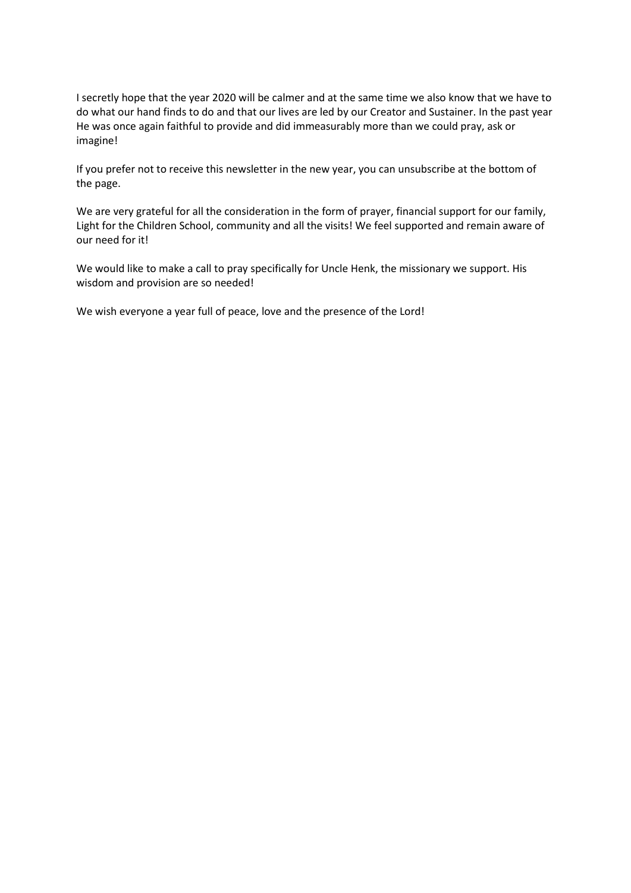I secretly hope that the year 2020 will be calmer and at the same time we also know that we have to do what our hand finds to do and that our lives are led by our Creator and Sustainer. In the past year He was once again faithful to provide and did immeasurably more than we could pray, ask or imagine!

If you prefer not to receive this newsletter in the new year, you can unsubscribe at the bottom of the page.

We are very grateful for all the consideration in the form of prayer, financial support for our family, Light for the Children School, community and all the visits! We feel supported and remain aware of our need for it!

We would like to make a call to pray specifically for Uncle Henk, the missionary we support. His wisdom and provision are so needed!

We wish everyone a year full of peace, love and the presence of the Lord!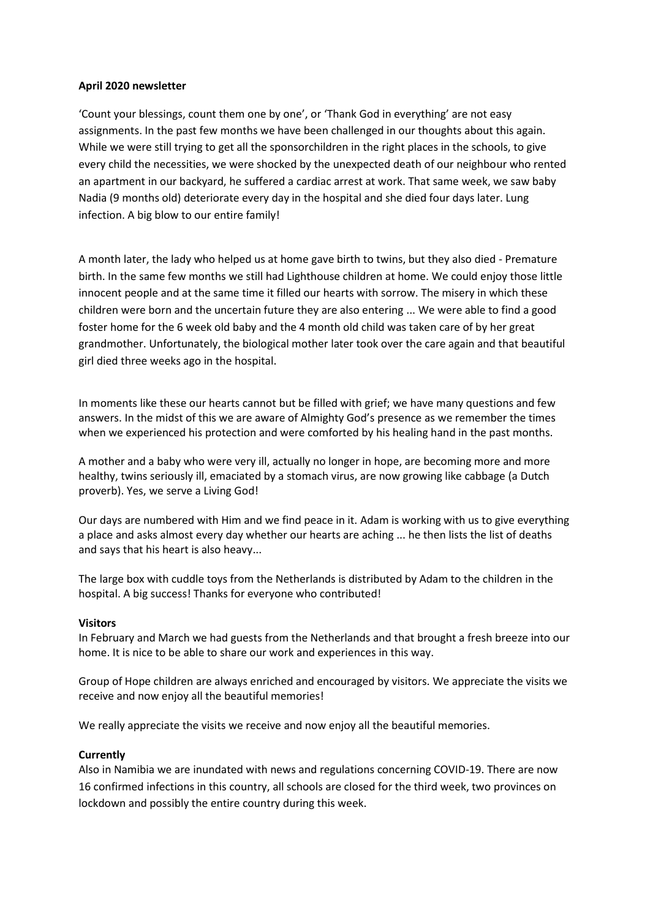**April 2020 newsletter**

'Count your blessings, count them one by one', or 'Thank God in everything' are not easy assignments. In the past few months we have been challenged in our thoughts about this again. While we were still trying to get all the sponsorchildren in the right places in the schools, to give every child the necessities, we were shocked by the unexpected death of our neighbour who rented an apartment in our backyard, he suffered a cardiac arrest at work. That same week, we saw baby Nadia (9 months old) deteriorate every day in the hospital and she died four days later. Lung infection. A big blow to our entire family!

A month later, the lady who helped us at home gave birth to twins, but they also died - Premature birth. In the same few months we still had Lighthouse children at home. We could enjoy those little innocent people and at the same time it filled our hearts with sorrow. The misery in which these children were born and the uncertain future they are also entering ... We were able to find a good foster home for the 6 week old baby and the 4 month old child was taken care of by her great grandmother. Unfortunately, the biological mother later took over the care again and that beautiful girl died three weeks ago in the hospital.

In moments like these our hearts cannot but be filled with grief; we have many questions and few answers. In the midst of this we are aware of Almighty God's presence as we remember the times when we experienced his protection and were comforted by his healing hand in the past months.

A mother and a baby who were very ill, actually no longer in hope, are becoming more and more healthy, twins seriously ill, emaciated by a stomach virus, are now growing like cabbage (a Dutch proverb). Yes, we serve a Living God!

Our days are numbered with Him and we find peace in it. Adam is working with us to give everything a place and asks almost every day whether our hearts are aching ... he then lists the list of deaths and says that his heart is also heavy...

The large box with cuddle toys from the Netherlands is distributed by Adam to the children in the hospital. A big success! Thanks for everyone who contributed!

**Visitors**

In February and March we had guests from the Netherlands and that brought a fresh breeze into our home. It is nice to be able to share our work and experiences in this way.

Group of Hope children are always enriched and encouraged by visitors. We appreciate the visits we receive and now enjoy all the beautiful memories!

We really appreciate the visits we receive and now enjoy all the beautiful memories.

**Currently**

Also in Namibia we are inundated with news and regulations concerning COVID-19. There are now 16 confirmed infections in this country, all schools are closed for the third week, two provinces on lockdown and possibly the entire country during this week.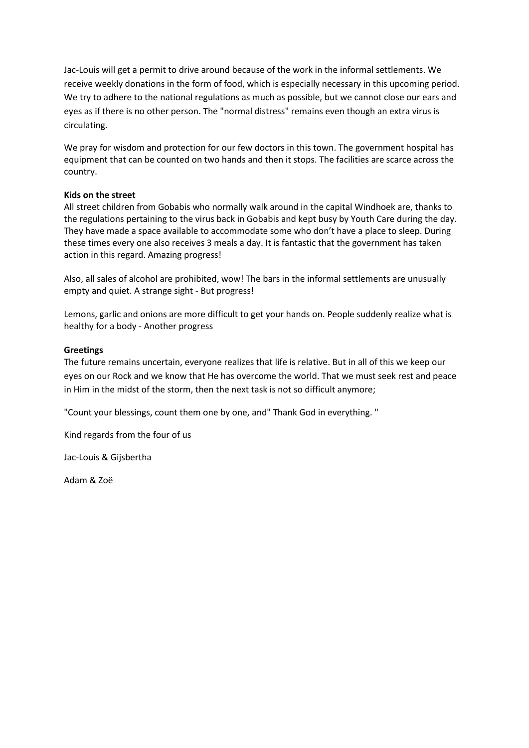Jac-Louis will get a permit to drive around because of the work in the informal settlements. We receive weekly donations in the form of food, which is especially necessary in this upcoming period. We try to adhere to the national regulations as much as possible, but we cannot close our ears and eyes as if there is no other person. The "normal distress" remains even though an extra virus is circulating.

We pray for wisdom and protection for our few doctors in this town. The government hospital has equipment that can be counted on two hands and then it stops. The facilities are scarce across the country.

**Kids on the street**

All street children from Gobabis who normally walk around in the capital Windhoek are, thanks to the regulations pertaining to the virus back in Gobabis and kept busy by Youth Care during the day. They have made a space available to accommodate some who don't have a place to sleep. During these times every one also receives 3 meals a day. It is fantastic that the government has taken action in this regard. Amazing progress!

Also, all sales of alcohol are prohibited, wow! The bars in the informal settlements are unusually empty and quiet. A strange sight - But progress!

Lemons, garlic and onions are more difficult to get your hands on. People suddenly realize what is healthy for a body - Another progress

**Greetings**

The future remains uncertain, everyone realizes that life is relative. But in all of this we keep our eyes on our Rock and we know that He has overcome the world. That we must seek rest and peace in Him in the midst of the storm, then the next task is not so difficult anymore;

"Count your blessings, count them one by one, and" Thank God in everything. "

Kind regards from the four of us

Jac-Louis & Gijsbertha

Adam & Zoë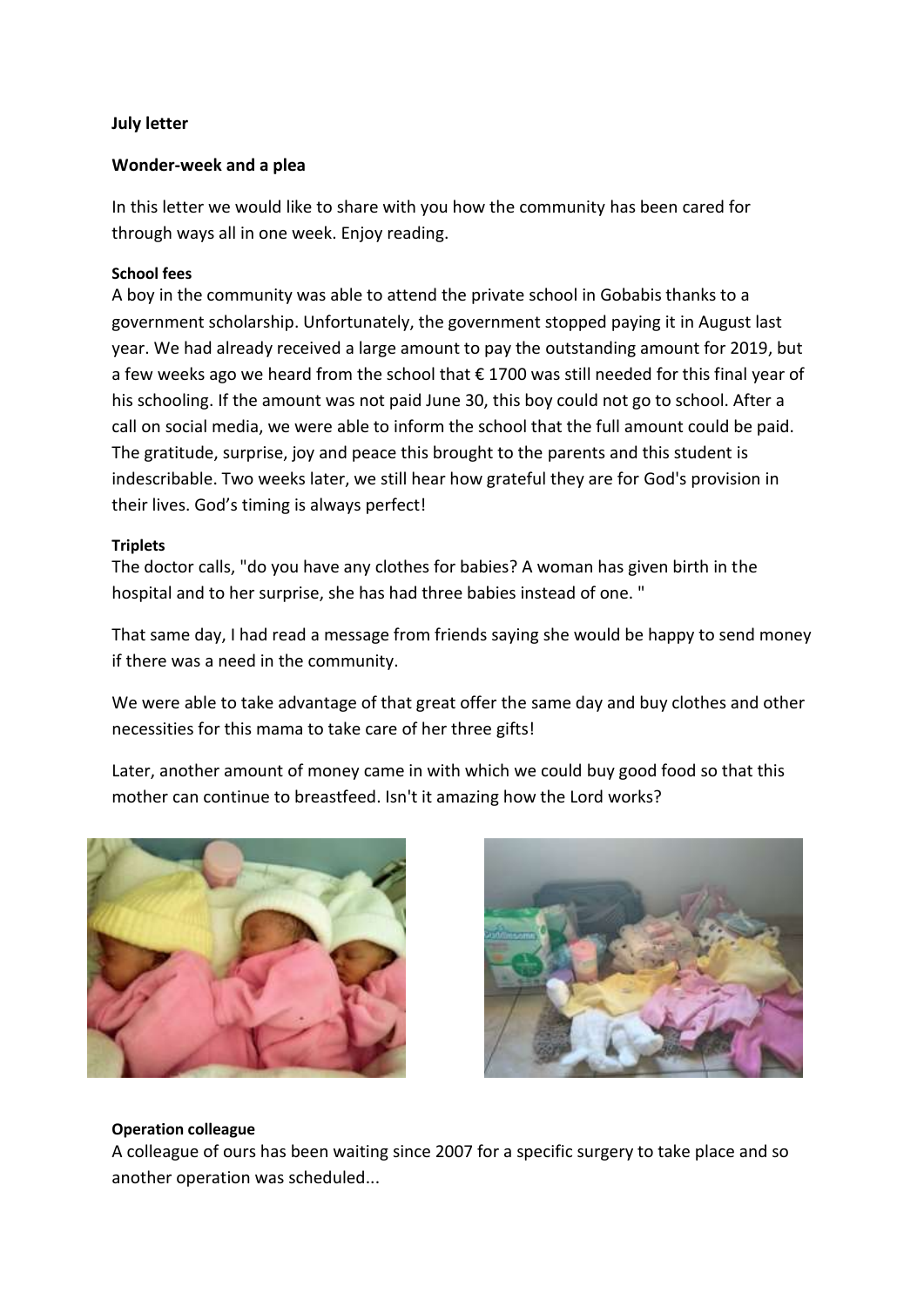**July letter**

**Wonder-week and a plea**

In this letter we would like to share with you how the community has been cared for through ways all in one week. Enjoy reading.

**School fees**

A boy in the community was able to attend the private school in Gobabis thanks to a government scholarship. Unfortunately, the government stopped paying it in August last year. We had already received a large amount to pay the outstanding amount for 2019, but a few weeks ago we heard from the school that € 1700 was still needed for this final year of his schooling. If the amount was not paid June 30, this boy could not go to school. After a call on social media, we were able to inform the school that the full amount could be paid. The gratitude, surprise, joy and peace this brought to the parents and this student is indescribable. Two weeks later, we still hear how grateful they are for God's provision in their lives. God's timing is always perfect!

**Triplets**

The doctor calls, "do you have any clothes for babies? A woman has given birth in the hospital and to her surprise, she has had three babies instead of one. "

That same day, I had read a message from friends saying she would be happy to send money if there was a need in the community.

We were able to take advantage of that great offer the same day and buy clothes and other necessities for this mama to take care of her three gifts!

Later, another amount of money came in with which we could buy good food so that this mother can continue to breastfeed. Isn't it amazing how the Lord works?

**Operation colleague**

A colleague of ours has been waiting since 2007 for a specific surgery to take place and so another operation was scheduled...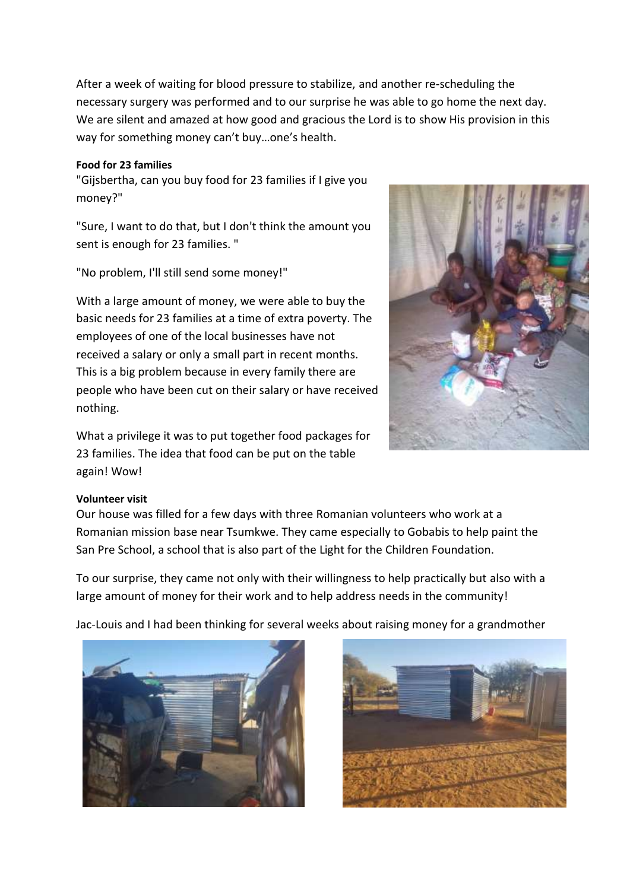After a week of waiting for blood pressure to stabilize, and another re-scheduling the necessary surgery was performed and to our surprise he was able to go home the next day. We are silent and amazed at how good and gracious the Lord is to show His provision in this way for something money can't buy…one's health.

**Food for 23 families**

"Gijsbertha, can you buy food for 23 families if I give you money?"

"Sure, I want to do that, but I don't think the amount you sent is enough for 23 families. "

"No problem, I'll still send some money!"

With a large amount of money, we were able to buy the basic needs for 23 families at a time of extra poverty. The employees of one of the local businesses have not received a salary or only a small part in recent months. This is a big problem because in every family there are people who have been cut on their salary or have received nothing.

What a privilege it was to put together food packages for 23 families. The idea that food can be put on the table again! Wow!

**Volunteer visit**

Our house was filled for a few days with three Romanian volunteers who work at a Romanian mission base near Tsumkwe. They came especially to Gobabis to help paint the San Pre School, a school that is also part of the Light for the Children Foundation.

To our surprise, they came not only with their willingness to help practically but also with a large amount of money for their work and to help address needs in the community!

Jac-Louis and I had been thinking for several weeks about raising money for a grandmother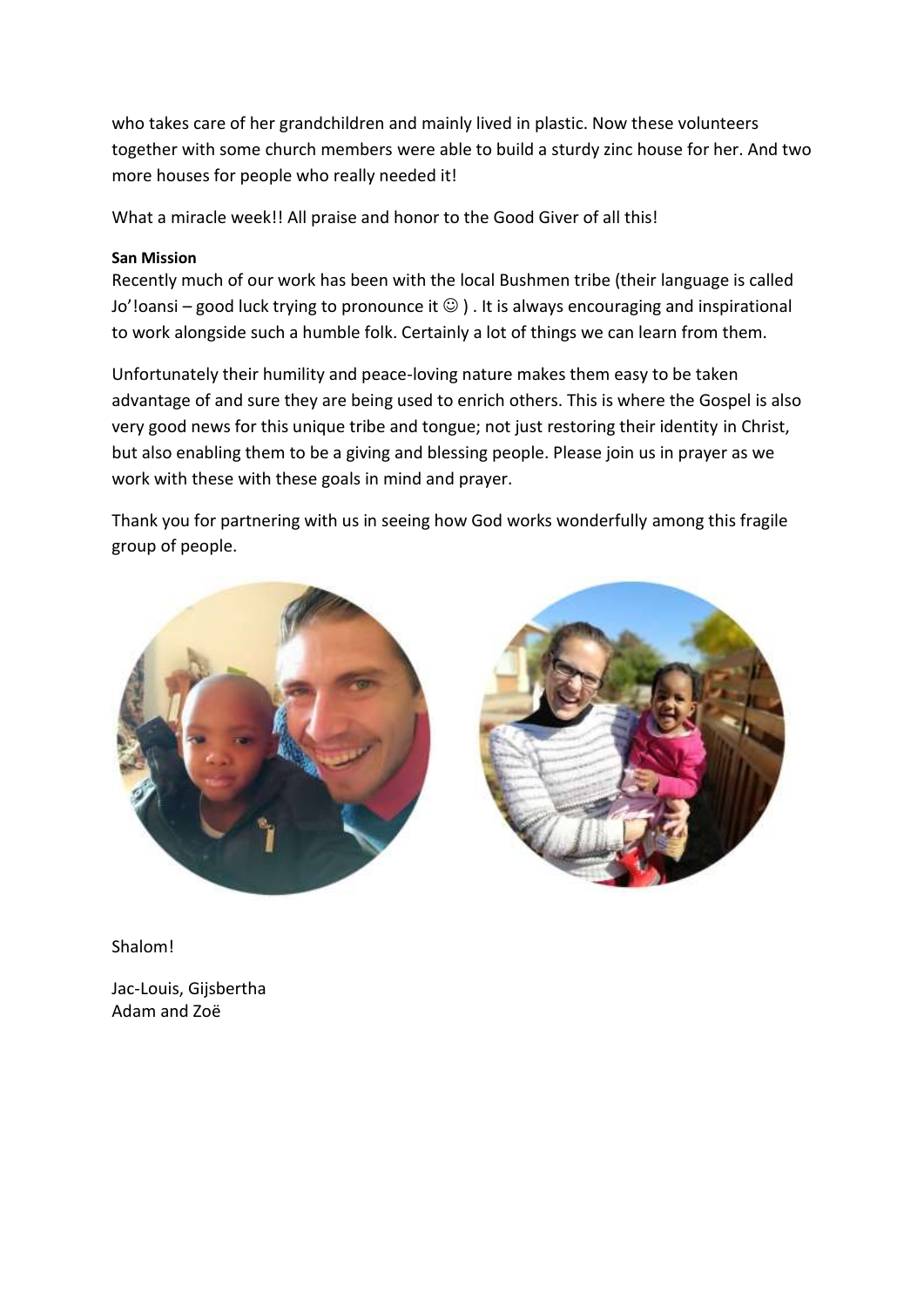who takes care of her grandchildren and mainly lived in plastic. Now these volunteers together with some church members were able to build a sturdy zinc house for her. And two more houses for people who really needed it!

What a miracle week!! All praise and honor to the Good Giver of all this!

**San Mission**

Recently much of our work has been with the local Bushmen tribe (their language is called Jo'!oansi – good luck trying to pronounce it ☺ ) . It is always encouraging and inspirational to work alongside such a humble folk. Certainly a lot of things we can learn from them.

Unfortunately their humility and peace-loving nature makes them easy to be taken advantage of and sure they are being used to enrich others. This is where the Gospel is also very good news for this unique tribe and tongue; not just restoring their identity in Christ, but also enabling them to be a giving and blessing people. Please join us in prayer as we work with these with these goals in mind and prayer.

Thank you for partnering with us in seeing how God works wonderfully among this fragile group of people.

Shalom!

Jac-Louis, Gijsbertha
Adam and Zoë